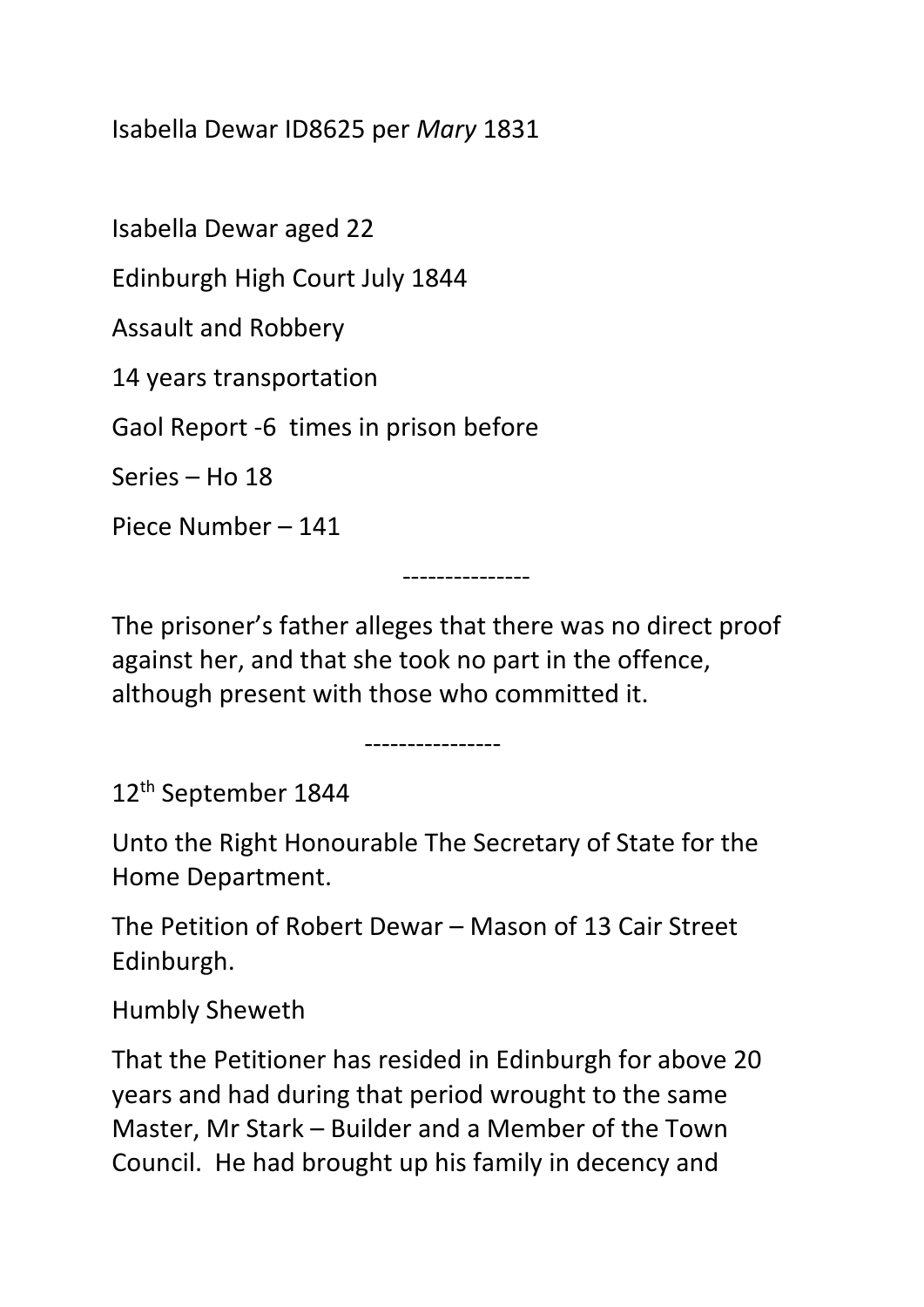Isabella Dewar ID8625 per *Mary* 1831

Isabella Dewar aged 22

Edinburgh High Court July 1844

Assault and Robbery

14 years transportation

Gaol Report -6 times in prison before

Series – Ho 18

Piece Number – 141

---------------

The prisoner's father alleges that there was no direct proof against her, and that she took no part in the offence, although present with those who committed it.

----------------

12th September 1844

Unto the Right Honourable The Secretary of State for the Home Department.

The Petition of Robert Dewar – Mason of 13 Cair Street Edinburgh.

Humbly Sheweth

That the Petitioner has resided in Edinburgh for above 20 years and had during that period wrought to the same Master, Mr Stark – Builder and a Member of the Town Council. He had brought up his family in decency and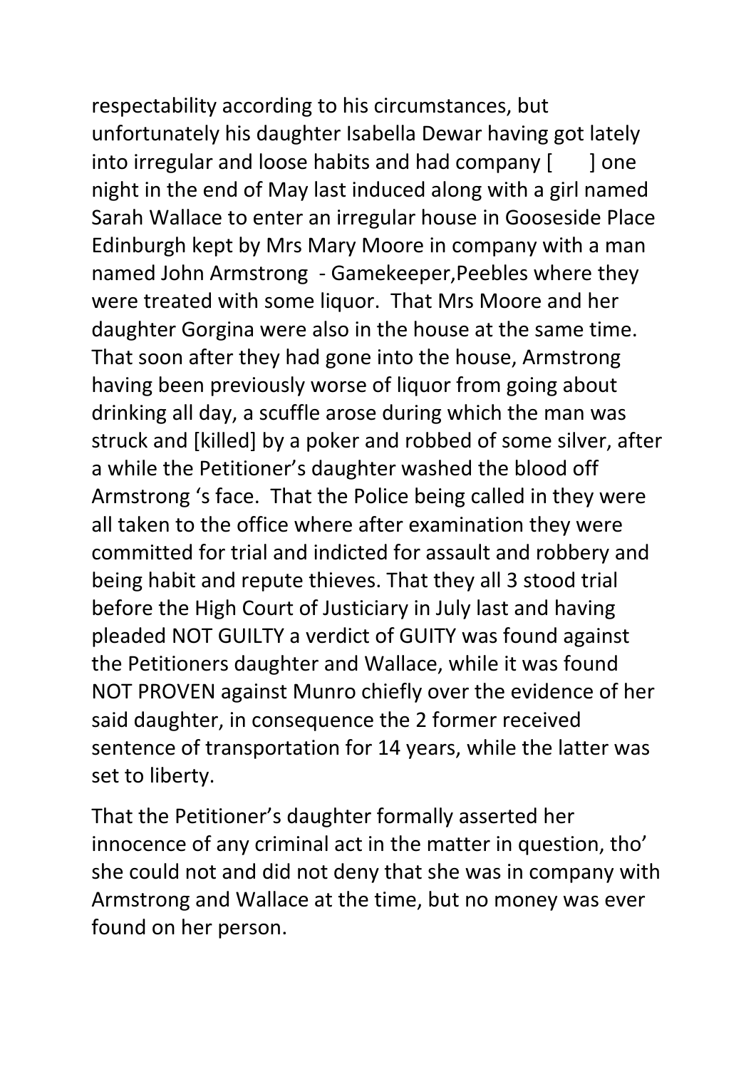respectability according to his circumstances, but unfortunately his daughter Isabella Dewar having got lately into irregular and loose habits and had company [ ] one night in the end of May last induced along with a girl named Sarah Wallace to enter an irregular house in Gooseside Place Edinburgh kept by Mrs Mary Moore in company with a man named John Armstrong - Gamekeeper,Peebles where they were treated with some liquor. That Mrs Moore and her daughter Gorgina were also in the house at the same time. That soon after they had gone into the house, Armstrong having been previously worse of liquor from going about drinking all day, a scuffle arose during which the man was struck and [killed] by a poker and robbed of some silver, after a while the Petitioner's daughter washed the blood off Armstrong 's face. That the Police being called in they were all taken to the office where after examination they were committed for trial and indicted for assault and robbery and being habit and repute thieves. That they all 3 stood trial before the High Court of Justiciary in July last and having pleaded NOT GUILTY a verdict of GUITY was found against the Petitioners daughter and Wallace, while it was found NOT PROVEN against Munro chiefly over the evidence of her said daughter, in consequence the 2 former received sentence of transportation for 14 years, while the latter was set to liberty.

That the Petitioner's daughter formally asserted her innocence of any criminal act in the matter in question, tho' she could not and did not deny that she was in company with Armstrong and Wallace at the time, but no money was ever found on her person.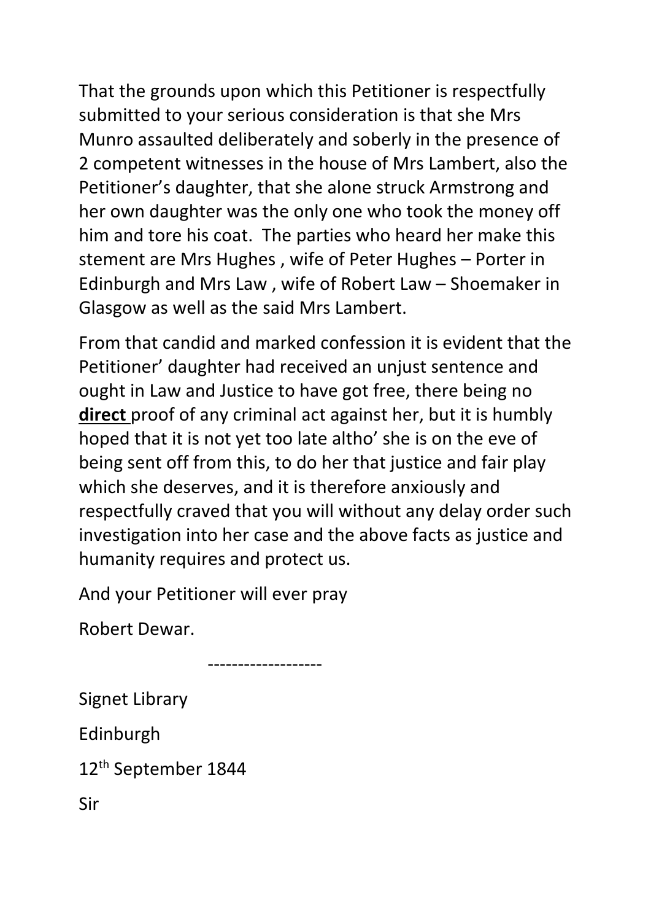That the grounds upon which this Petitioner is respectfully submitted to your serious consideration is that she Mrs Munro assaulted deliberately and soberly in the presence of 2 competent witnesses in the house of Mrs Lambert, also the Petitioner's daughter, that she alone struck Armstrong and her own daughter was the only one who took the money off him and tore his coat. The parties who heard her make this stement are Mrs Hughes , wife of Peter Hughes – Porter in Edinburgh and Mrs Law , wife of Robert Law – Shoemaker in Glasgow as well as the said Mrs Lambert.

From that candid and marked confession it is evident that the Petitioner' daughter had received an unjust sentence and ought in Law and Justice to have got free, there being no **direct** proof of any criminal act against her, but it is humbly hoped that it is not yet too late altho' she is on the eve of being sent off from this, to do her that justice and fair play which she deserves, and it is therefore anxiously and respectfully craved that you will without any delay order such investigation into her case and the above facts as justice and humanity requires and protect us.

And your Petitioner will ever pray

Robert Dewar.

-------------------

Signet Library

Edinburgh

12th September 1844

Sir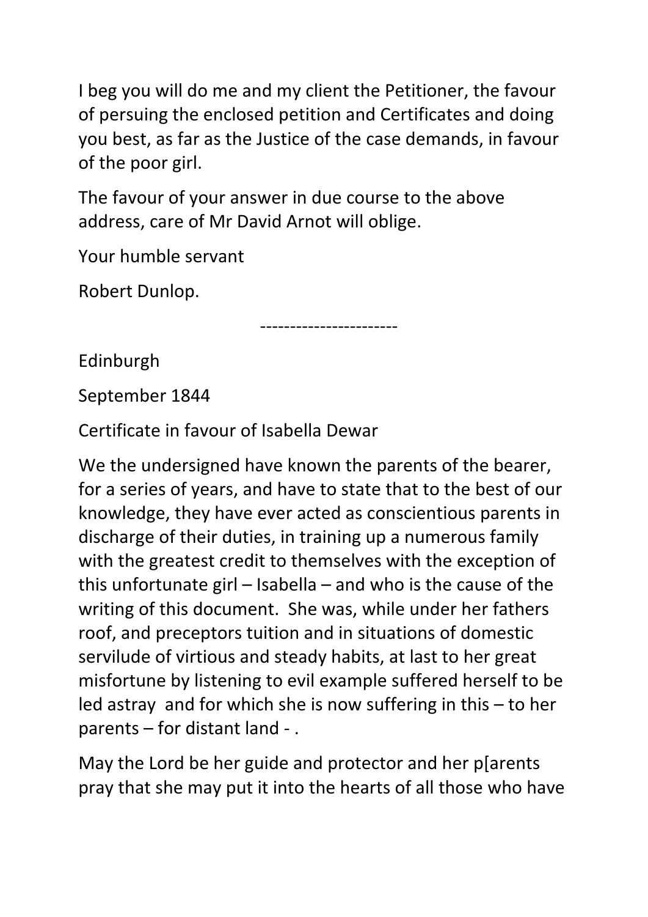I beg you will do me and my client the Petitioner, the favour of persuing the enclosed petition and Certificates and doing you best, as far as the Justice of the case demands, in favour of the poor girl.

The favour of your answer in due course to the above address, care of Mr David Arnot will oblige.

Your humble servant

Robert Dunlop.

-----------------------

Edinburgh

September 1844

Certificate in favour of Isabella Dewar

We the undersigned have known the parents of the bearer, for a series of years, and have to state that to the best of our knowledge, they have ever acted as conscientious parents in discharge of their duties, in training up a numerous family with the greatest credit to themselves with the exception of this unfortunate girl – Isabella – and who is the cause of the writing of this document. She was, while under her fathers roof, and preceptors tuition and in situations of domestic servilude of virtious and steady habits, at last to her great misfortune by listening to evil example suffered herself to be led astray and for which she is now suffering in this – to her parents – for distant land - .

May the Lord be her guide and protector and her p[arents pray that she may put it into the hearts of all those who have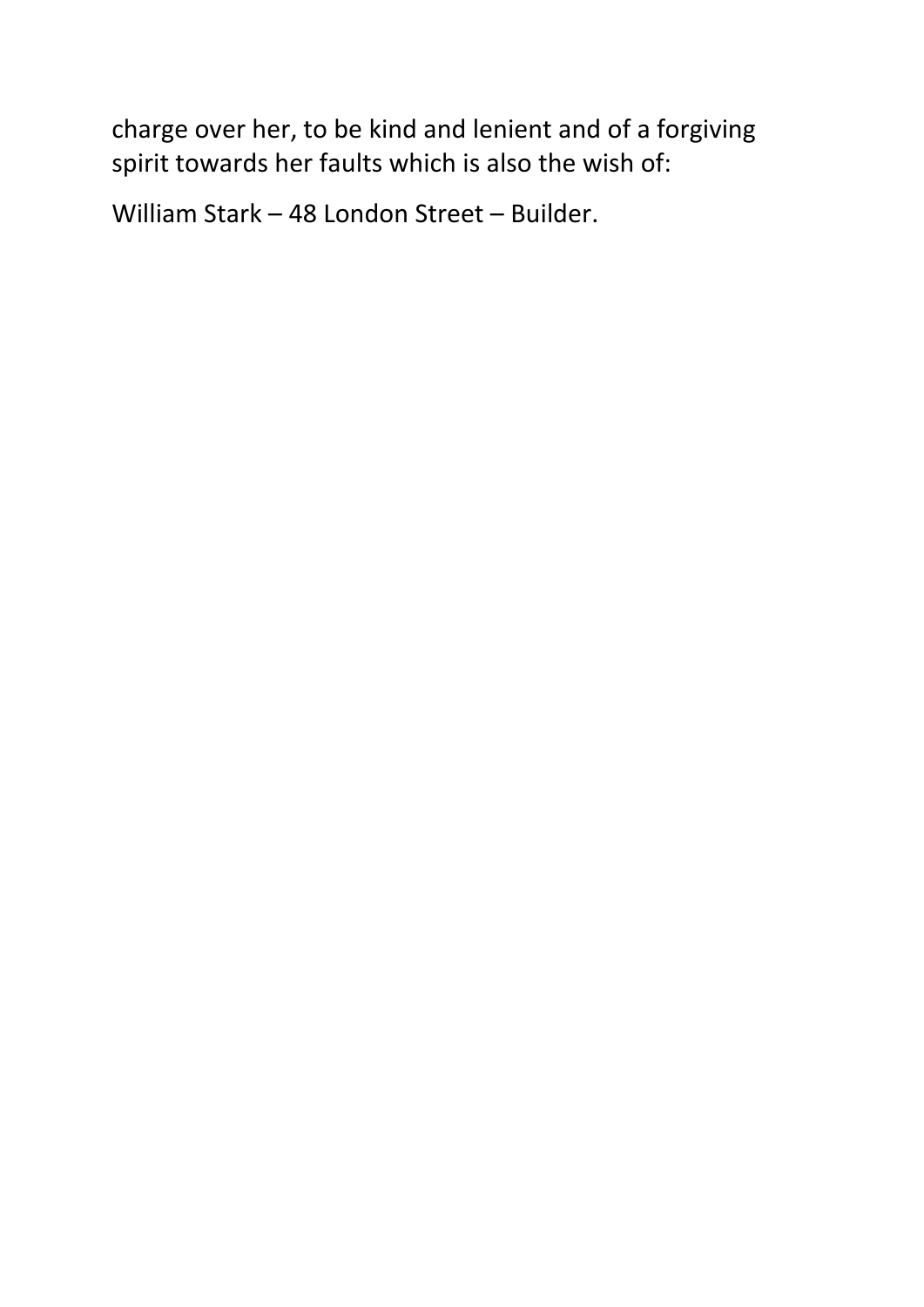charge over her, to be kind and lenient and of a forgiving spirit towards her faults which is also the wish of:

William Stark – 48 London Street – Builder.